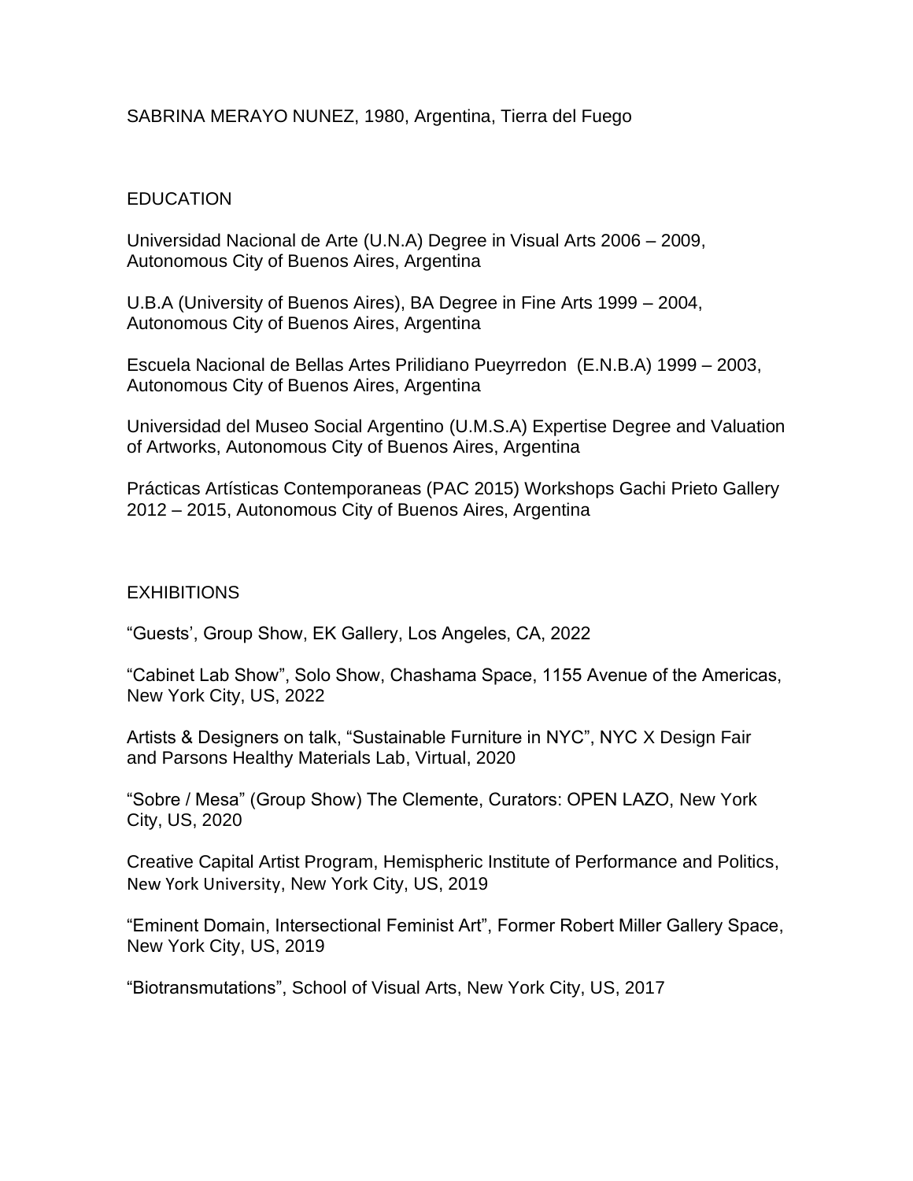SABRINA MERAYO NUNEZ, 1980, Argentina, Tierra del Fuego

## EDUCATION

Universidad Nacional de Arte (U.N.A) Degree in Visual Arts 2006 – 2009, Autonomous City of Buenos Aires, Argentina

U.B.A (University of Buenos Aires), BA Degree in Fine Arts 1999 – 2004, Autonomous City of Buenos Aires, Argentina

Escuela Nacional de Bellas Artes Prilidiano Pueyrredon (E.N.B.A) 1999 – 2003, Autonomous City of Buenos Aires, Argentina

Universidad del Museo Social Argentino (U.M.S.A) Expertise Degree and Valuation of Artworks, Autonomous City of Buenos Aires, Argentina

Prácticas Artísticas Contemporaneas (PAC 2015) Workshops Gachi Prieto Gallery 2012 – 2015, Autonomous City of Buenos Aires, Argentina

## EXHIBITIONS

"Guests', Group Show, EK Gallery, Los Angeles, CA, 2022

"Cabinet Lab Show", Solo Show, Chashama Space, 1155 Avenue of the Americas, New York City, US, 2022

Artists & Designers on talk, "Sustainable Furniture in NYC", NYC X Design Fair and Parsons Healthy Materials Lab, Virtual, 2020

"Sobre / Mesa" (Group Show) The Clemente, Curators: OPEN LAZO, New York City, US, 2020

Creative Capital Artist Program, Hemispheric Institute of Performance and Politics, New York University, New York City, US, 2019

"Eminent Domain, Intersectional Feminist Art", Former Robert Miller Gallery Space, New York City, US, 2019

"Biotransmutations", School of Visual Arts, New York City, US, 2017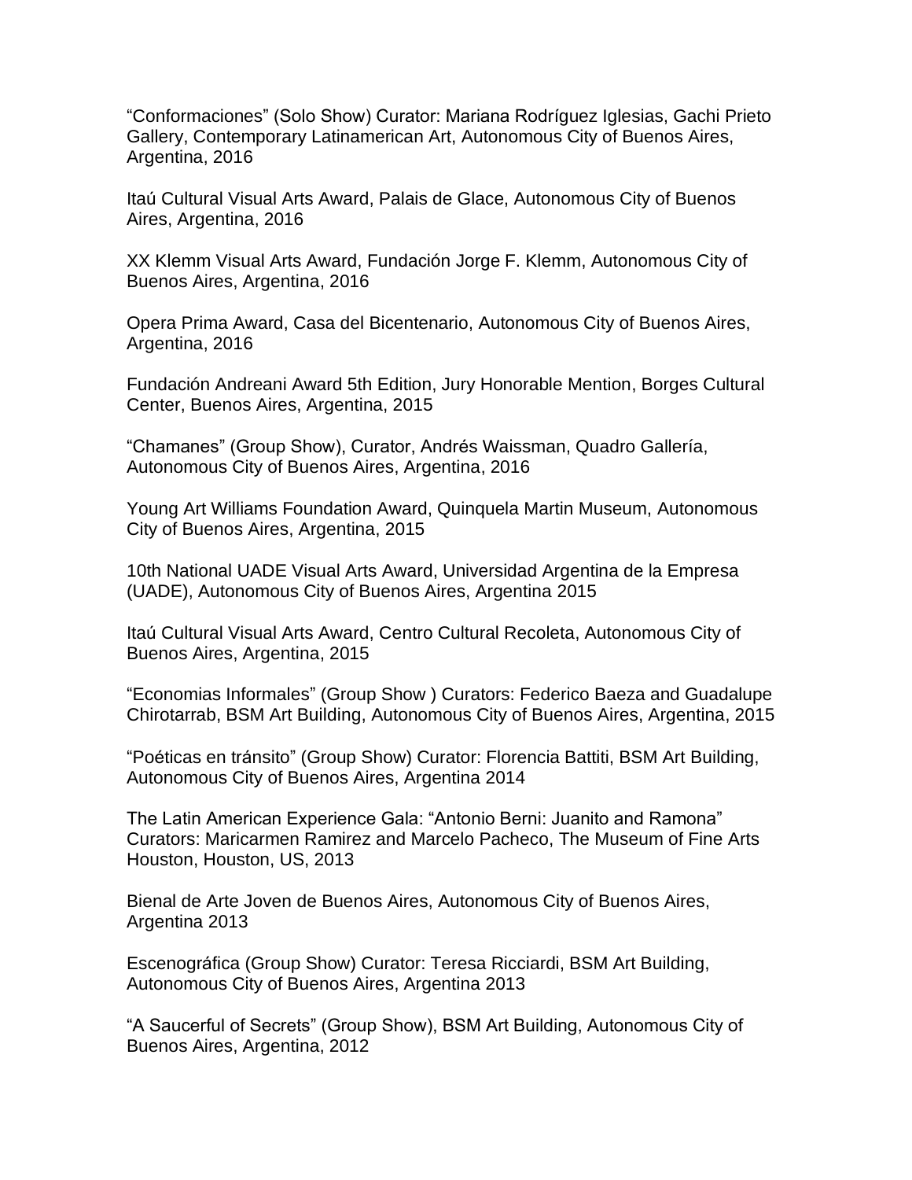“Conformaciones” (Solo Show) Curator: Mariana Rodríguez Iglesias, Gachi Prieto Gallery, Contemporary Latinamerican Art, Autonomous City of Buenos Aires, Argentina, 2016

Itaú Cultural Visual Arts Award, Palais de Glace, Autonomous City of Buenos Aires, Argentina, 2016

XX Klemm Visual Arts Award, Fundación Jorge F. Klemm, Autonomous City of Buenos Aires, Argentina, 2016

Opera Prima Award, Casa del Bicentenario, Autonomous City of Buenos Aires, Argentina, 2016

Fundación Andreani Award 5th Edition, Jury Honorable Mention, Borges Cultural Center, Buenos Aires, Argentina, 2015

“Chamanes” (Group Show), Curator, Andrés Waissman, Quadro Gallería, Autonomous City of Buenos Aires, Argentina, 2016

Young Art Williams Foundation Award, Quinquela Martin Museum, Autonomous City of Buenos Aires, Argentina, 2015

10th National UADE Visual Arts Award, Universidad Argentina de la Empresa (UADE), Autonomous City of Buenos Aires, Argentina 2015

Itaú Cultural Visual Arts Award, Centro Cultural Recoleta, Autonomous City of Buenos Aires, Argentina, 2015

“Economias Informales” (Group Show ) Curators: Federico Baeza and Guadalupe Chirotarrab, BSM Art Building, Autonomous City of Buenos Aires, Argentina, 2015

“Poéticas en tránsito” (Group Show) Curator: Florencia Battiti, BSM Art Building, Autonomous City of Buenos Aires, Argentina 2014

The Latin American Experience Gala: “Antonio Berni: Juanito and Ramona” Curators: Maricarmen Ramirez and Marcelo Pacheco, The Museum of Fine Arts Houston, Houston, US, 2013

Bienal de Arte Joven de Buenos Aires, Autonomous City of Buenos Aires, Argentina 2013

Escenográfica (Group Show) Curator: Teresa Ricciardi, BSM Art Building, Autonomous City of Buenos Aires, Argentina 2013

“A Saucerful of Secrets” (Group Show), BSM Art Building, Autonomous City of Buenos Aires, Argentina, 2012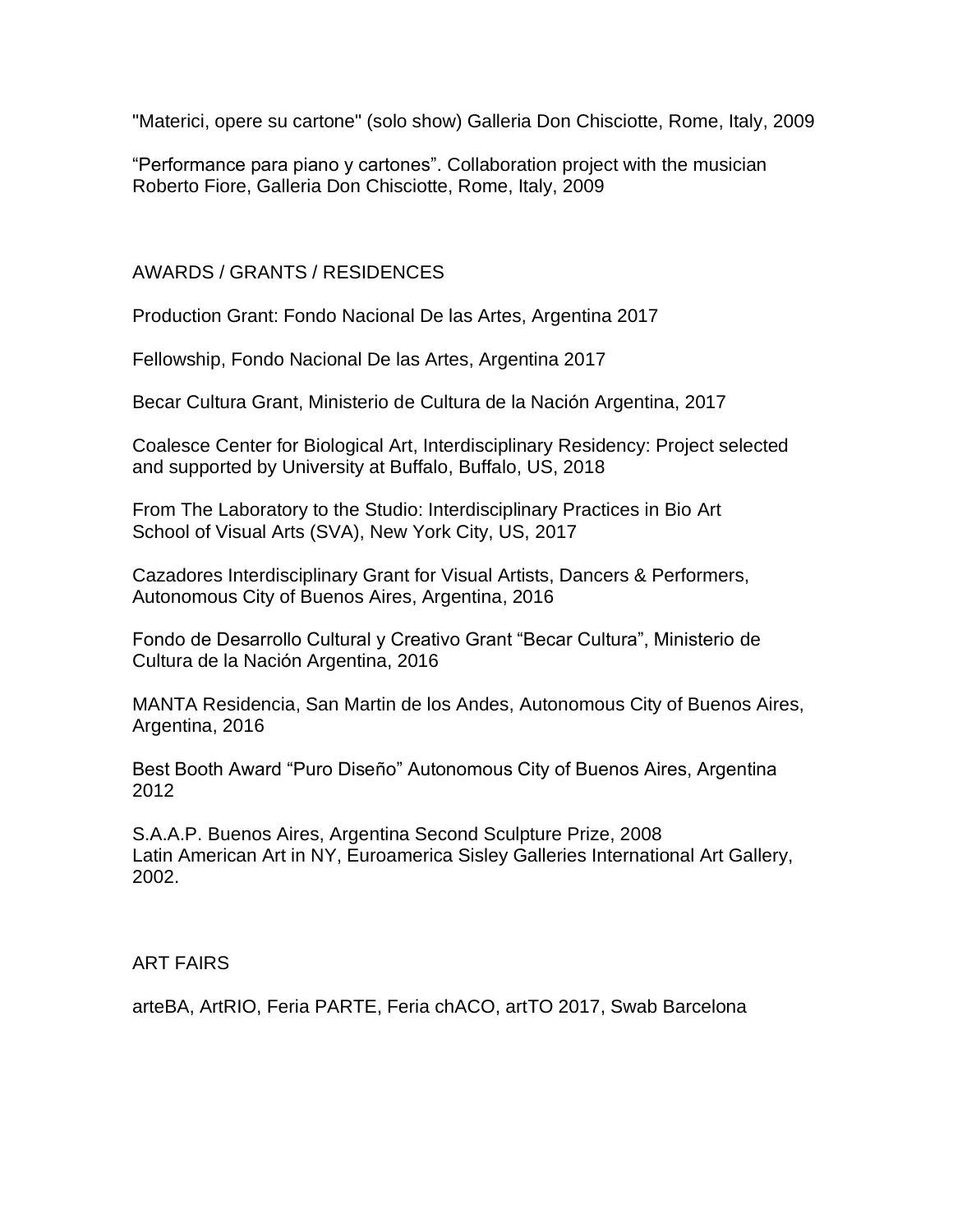"Materici, opere su cartone" (solo show) Galleria Don Chisciotte, Rome, Italy, 2009

"Performance para piano y cartones". Collaboration project with the musician Roberto Fiore, Galleria Don Chisciotte, Rome, Italy, 2009

## AWARDS / GRANTS / RESIDENCES

Production Grant: Fondo Nacional De las Artes, Argentina 2017

Fellowship, Fondo Nacional De las Artes, Argentina 2017

Becar Cultura Grant, Ministerio de Cultura de la Nación Argentina, 2017

Coalesce Center for Biological Art, Interdisciplinary Residency: Project selected and supported by University at Buffalo, Buffalo, US, 2018

From The Laboratory to the Studio: Interdisciplinary Practices in Bio Art
School of Visual Arts (SVA), New York City, US, 2017

Cazadores Interdisciplinary Grant for Visual Artists, Dancers & Performers, Autonomous City of Buenos Aires, Argentina, 2016

Fondo de Desarrollo Cultural y Creativo Grant "Becar Cultura", Ministerio de Cultura de la Nación Argentina, 2016

MANTA Residencia, San Martin de los Andes, Autonomous City of Buenos Aires, Argentina, 2016

Best Booth Award "Puro Diseño" Autonomous City of Buenos Aires, Argentina 2012

S.A.A.P. Buenos Aires, Argentina Second Sculpture Prize, 2008
Latin American Art in NY, Euroamerica Sisley Galleries International Art Gallery, 2002.

## ART FAIRS

arteBA, ArtRIO, Feria PARTE, Feria chACO, artTO 2017, Swab Barcelona